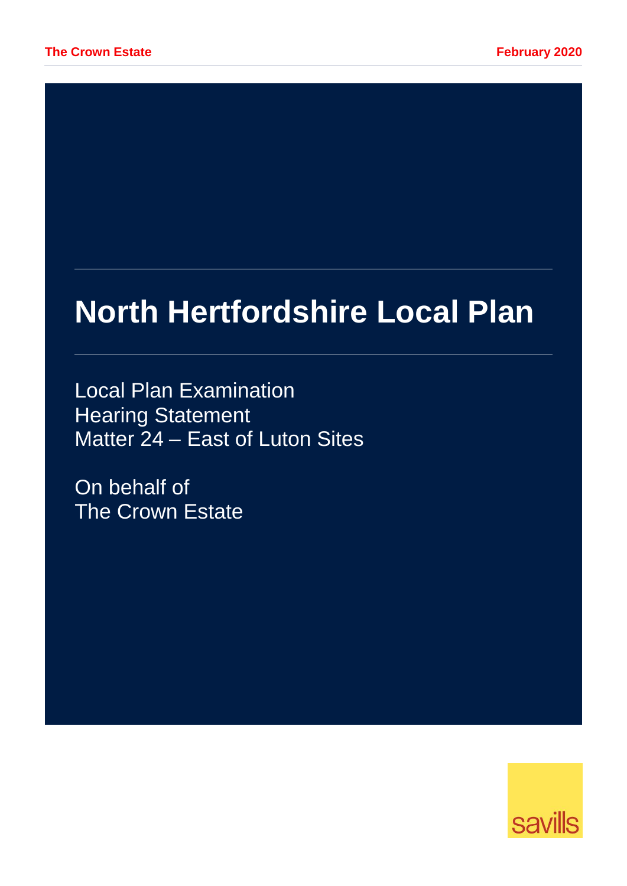The Crown Estate

February 2020

# North Hertfordshire Local Plan

Local Plan Examination
Hearing Statement
Matter 24 – East of Luton Sites

On behalf of
The Crown Estate

savills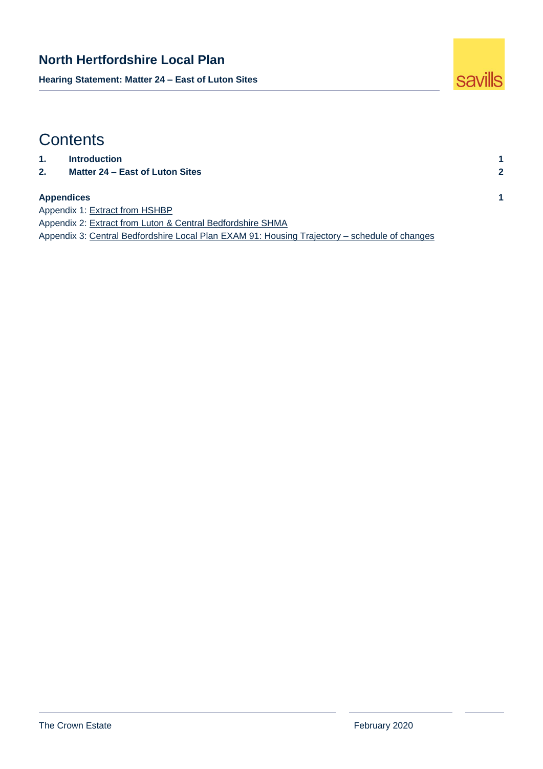# Contents

| | | |
|---|---|---|
| **1.** | **Introduction** | **1** |
| **2.** | **Matter 24 – East of Luton Sites** | **2** |

**Appendices** **1**

Appendix 1: Extract from HSHBP

Appendix 2: Extract from Luton & Central Bedfordshire SHMA

Appendix 3: Central Bedfordshire Local Plan EXAM 91: Housing Trajectory – schedule of changes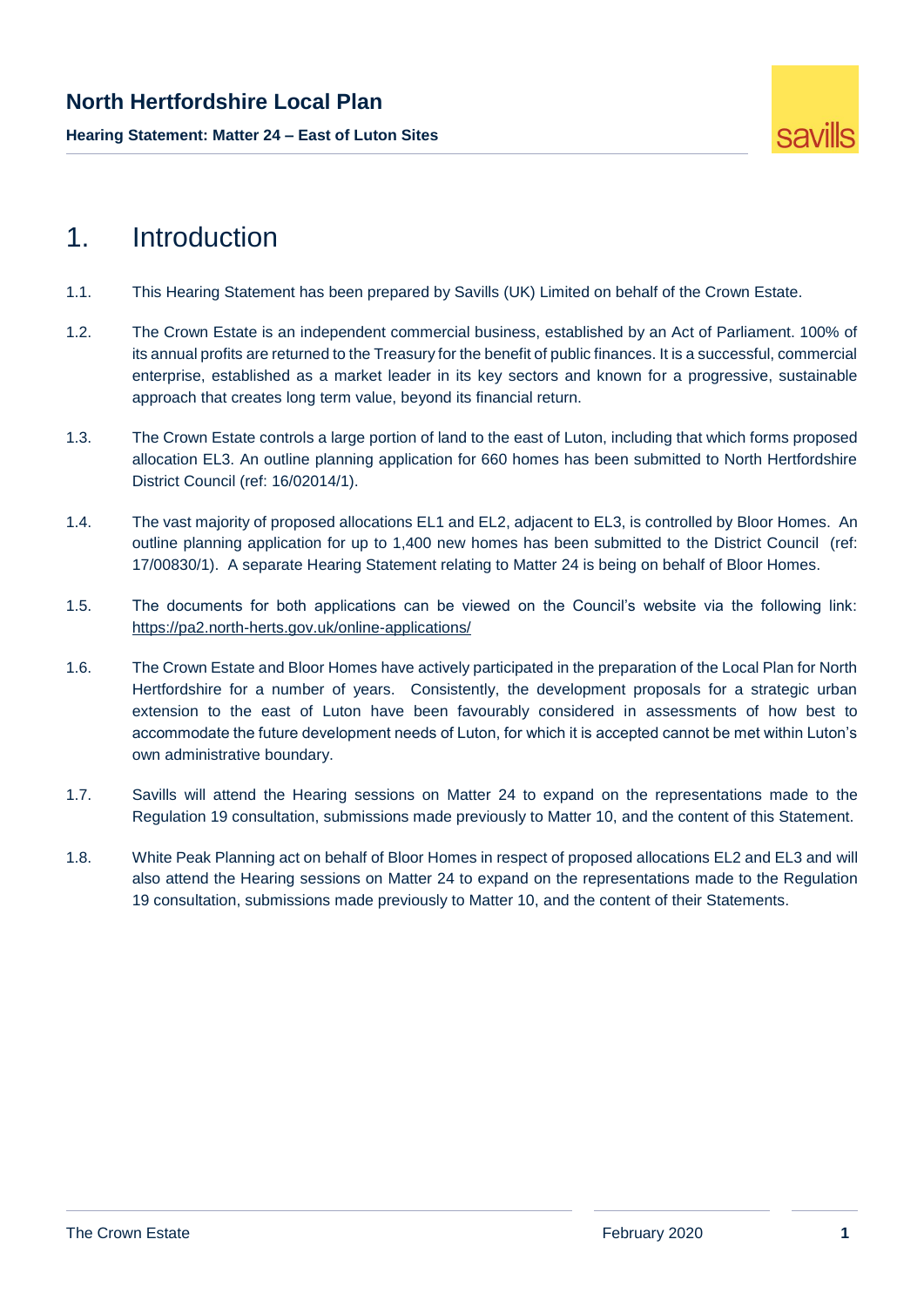# 1. Introduction

1.1. This Hearing Statement has been prepared by Savills (UK) Limited on behalf of the Crown Estate.

1.2. The Crown Estate is an independent commercial business, established by an Act of Parliament. 100% of its annual profits are returned to the Treasury for the benefit of public finances. It is a successful, commercial enterprise, established as a market leader in its key sectors and known for a progressive, sustainable approach that creates long term value, beyond its financial return.

1.3. The Crown Estate controls a large portion of land to the east of Luton, including that which forms proposed allocation EL3. An outline planning application for 660 homes has been submitted to North Hertfordshire District Council (ref: 16/02014/1).

1.4. The vast majority of proposed allocations EL1 and EL2, adjacent to EL3, is controlled by Bloor Homes. An outline planning application for up to 1,400 new homes has been submitted to the District Council (ref: 17/00830/1). A separate Hearing Statement relating to Matter 24 is being on behalf of Bloor Homes.

1.5. The documents for both applications can be viewed on the Council's website via the following link: https://pa2.north-herts.gov.uk/online-applications/

1.6. The Crown Estate and Bloor Homes have actively participated in the preparation of the Local Plan for North Hertfordshire for a number of years. Consistently, the development proposals for a strategic urban extension to the east of Luton have been favourably considered in assessments of how best to accommodate the future development needs of Luton, for which it is accepted cannot be met within Luton's own administrative boundary.

1.7. Savills will attend the Hearing sessions on Matter 24 to expand on the representations made to the Regulation 19 consultation, submissions made previously to Matter 10, and the content of this Statement.

1.8. White Peak Planning act on behalf of Bloor Homes in respect of proposed allocations EL2 and EL3 and will also attend the Hearing sessions on Matter 24 to expand on the representations made to the Regulation 19 consultation, submissions made previously to Matter 10, and the content of their Statements.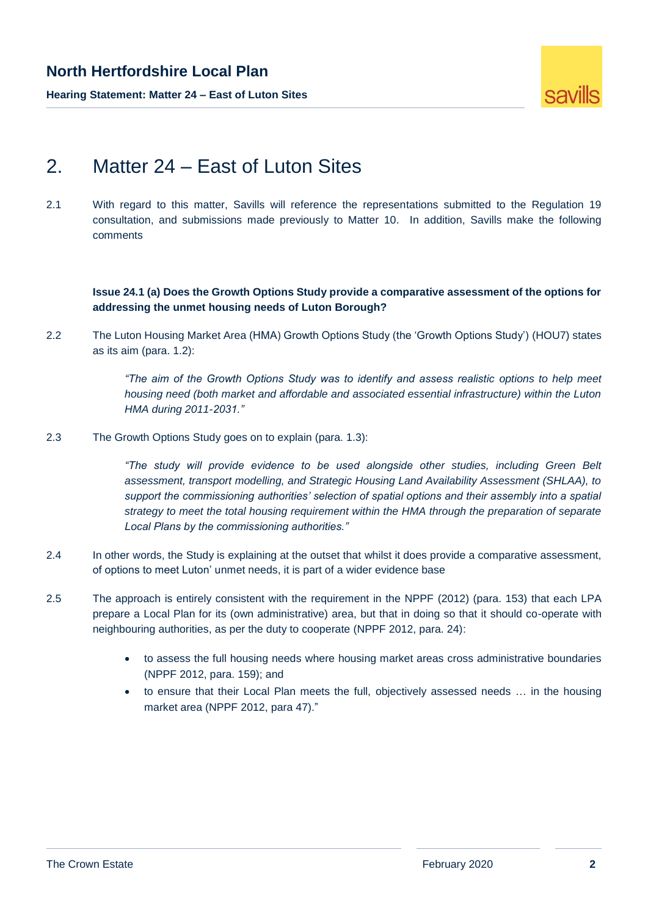## 2. Matter 24 – East of Luton Sites

2.1 With regard to this matter, Savills will reference the representations submitted to the Regulation 19 consultation, and submissions made previously to Matter 10. In addition, Savills make the following comments

**Issue 24.1 (a) Does the Growth Options Study provide a comparative assessment of the options for addressing the unmet housing needs of Luton Borough?**

2.2 The Luton Housing Market Area (HMA) Growth Options Study (the 'Growth Options Study') (HOU7) states as its aim (para. 1.2):

> *"The aim of the Growth Options Study was to identify and assess realistic options to help meet housing need (both market and affordable and associated essential infrastructure) within the Luton HMA during 2011-2031."*

2.3 The Growth Options Study goes on to explain (para. 1.3):

> *"The study will provide evidence to be used alongside other studies, including Green Belt assessment, transport modelling, and Strategic Housing Land Availability Assessment (SHLAA), to support the commissioning authorities' selection of spatial options and their assembly into a spatial strategy to meet the total housing requirement within the HMA through the preparation of separate Local Plans by the commissioning authorities."*

2.4 In other words, the Study is explaining at the outset that whilst it does provide a comparative assessment, of options to meet Luton' unmet needs, it is part of a wider evidence base

2.5 The approach is entirely consistent with the requirement in the NPPF (2012) (para. 153) that each LPA prepare a Local Plan for its (own administrative) area, but that in doing so that it should co-operate with neighbouring authorities, as per the duty to cooperate (NPPF 2012, para. 24):

- to assess the full housing needs where housing market areas cross administrative boundaries (NPPF 2012, para. 159); and
- to ensure that their Local Plan meets the full, objectively assessed needs … in the housing market area (NPPF 2012, para 47)."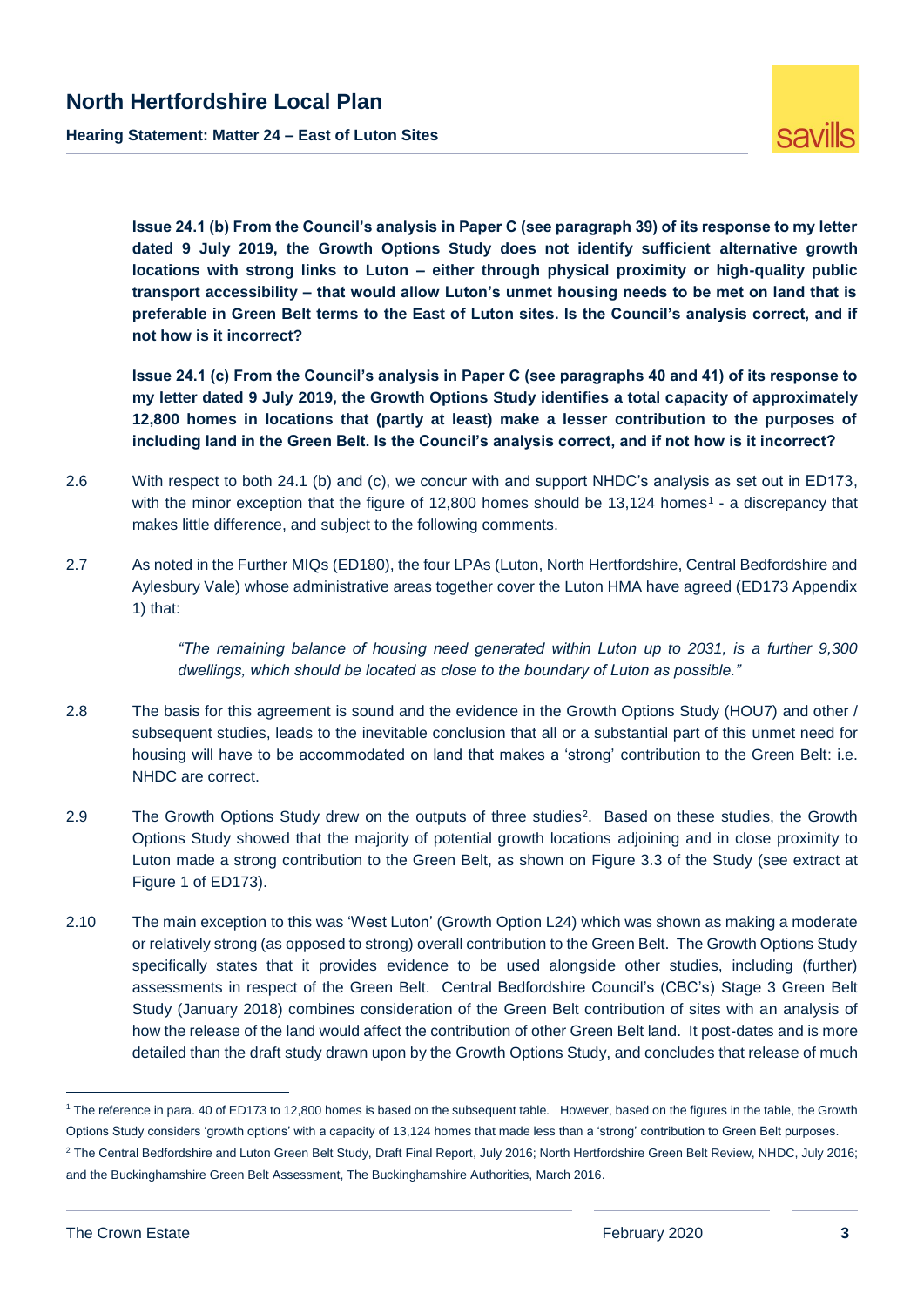**Issue 24.1 (b) From the Council's analysis in Paper C (see paragraph 39) of its response to my letter dated 9 July 2019, the Growth Options Study does not identify sufficient alternative growth locations with strong links to Luton – either through physical proximity or high-quality public transport accessibility – that would allow Luton's unmet housing needs to be met on land that is preferable in Green Belt terms to the East of Luton sites. Is the Council's analysis correct, and if not how is it incorrect?**

**Issue 24.1 (c) From the Council's analysis in Paper C (see paragraphs 40 and 41) of its response to my letter dated 9 July 2019, the Growth Options Study identifies a total capacity of approximately 12,800 homes in locations that (partly at least) make a lesser contribution to the purposes of including land in the Green Belt. Is the Council's analysis correct, and if not how is it incorrect?**

2.6 With respect to both 24.1 (b) and (c), we concur with and support NHDC's analysis as set out in ED173, with the minor exception that the figure of 12,800 homes should be 13,124 homes[1] - a discrepancy that makes little difference, and subject to the following comments.

2.7 As noted in the Further MIQs (ED180), the four LPAs (Luton, North Hertfordshire, Central Bedfordshire and Aylesbury Vale) whose administrative areas together cover the Luton HMA have agreed (ED173 Appendix 1) that:

> *"The remaining balance of housing need generated within Luton up to 2031, is a further 9,300 dwellings, which should be located as close to the boundary of Luton as possible."*

2.8 The basis for this agreement is sound and the evidence in the Growth Options Study (HOU7) and other / subsequent studies, leads to the inevitable conclusion that all or a substantial part of this unmet need for housing will have to be accommodated on land that makes a 'strong' contribution to the Green Belt: i.e. NHDC are correct.

2.9 The Growth Options Study drew on the outputs of three studies[2]. Based on these studies, the Growth Options Study showed that the majority of potential growth locations adjoining and in close proximity to Luton made a strong contribution to the Green Belt, as shown on Figure 3.3 of the Study (see extract at Figure 1 of ED173).

2.10 The main exception to this was 'West Luton' (Growth Option L24) which was shown as making a moderate or relatively strong (as opposed to strong) overall contribution to the Green Belt. The Growth Options Study specifically states that it provides evidence to be used alongside other studies, including (further) assessments in respect of the Green Belt. Central Bedfordshire Council's (CBC's) Stage 3 Green Belt Study (January 2018) combines consideration of the Green Belt contribution of sites with an analysis of how the release of the land would affect the contribution of other Green Belt land. It post-dates and is more detailed than the draft study drawn upon by the Growth Options Study, and concludes that release of much

---

[1] The reference in para. 40 of ED173 to 12,800 homes is based on the subsequent table. However, based on the figures in the table, the Growth Options Study considers 'growth options' with a capacity of 13,124 homes that made less than a 'strong' contribution to Green Belt purposes.

[2] The Central Bedfordshire and Luton Green Belt Study, Draft Final Report, July 2016; North Hertfordshire Green Belt Review, NHDC, July 2016; and the Buckinghamshire Green Belt Assessment, The Buckinghamshire Authorities, March 2016.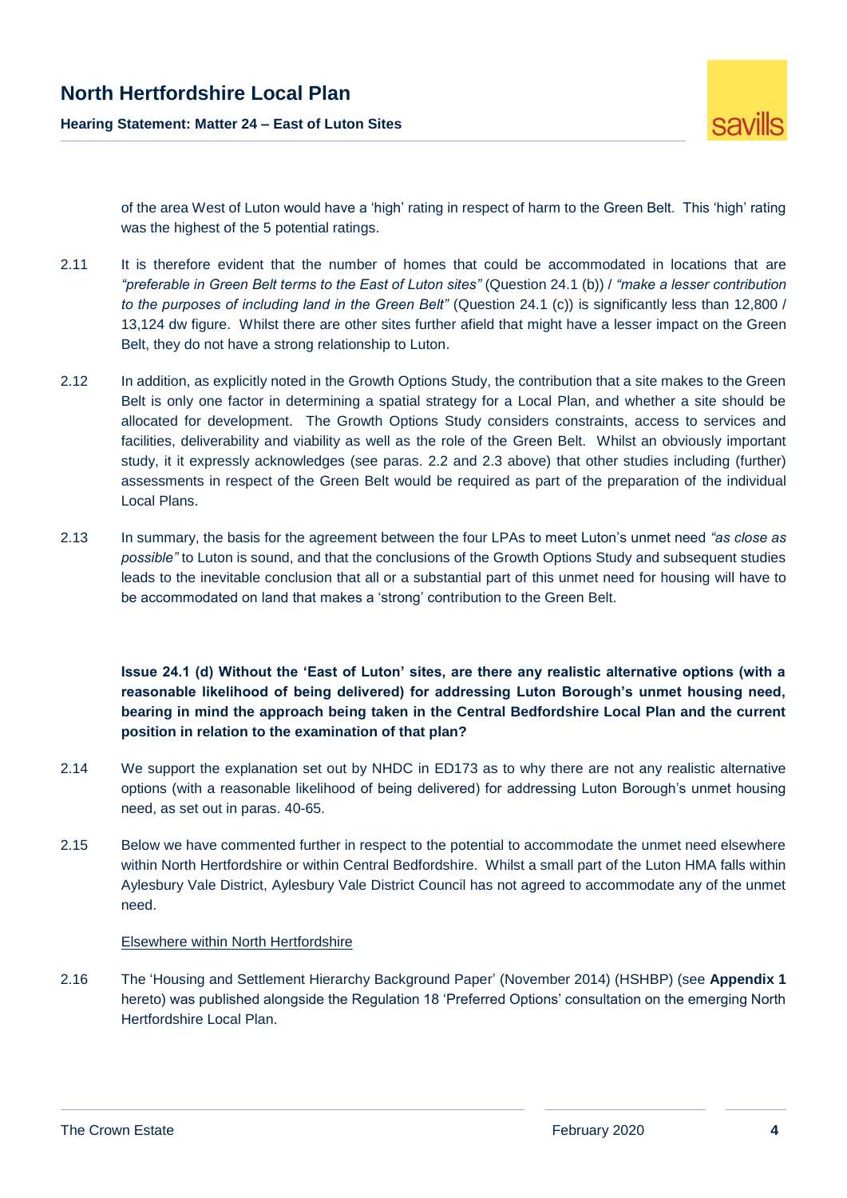of the area West of Luton would have a 'high' rating in respect of harm to the Green Belt. This 'high' rating was the highest of the 5 potential ratings.

2.11 It is therefore evident that the number of homes that could be accommodated in locations that are *"preferable in Green Belt terms to the East of Luton sites"* (Question 24.1 (b)) / *"make a lesser contribution to the purposes of including land in the Green Belt"* (Question 24.1 (c)) is significantly less than 12,800 / 13,124 dw figure. Whilst there are other sites further afield that might have a lesser impact on the Green Belt, they do not have a strong relationship to Luton.

2.12 In addition, as explicitly noted in the Growth Options Study, the contribution that a site makes to the Green Belt is only one factor in determining a spatial strategy for a Local Plan, and whether a site should be allocated for development. The Growth Options Study considers constraints, access to services and facilities, deliverability and viability as well as the role of the Green Belt. Whilst an obviously important study, it it expressly acknowledges (see paras. 2.2 and 2.3 above) that other studies including (further) assessments in respect of the Green Belt would be required as part of the preparation of the individual Local Plans.

2.13 In summary, the basis for the agreement between the four LPAs to meet Luton's unmet need *"as close as possible"* to Luton is sound, and that the conclusions of the Growth Options Study and subsequent studies leads to the inevitable conclusion that all or a substantial part of this unmet need for housing will have to be accommodated on land that makes a 'strong' contribution to the Green Belt.

**Issue 24.1 (d) Without the 'East of Luton' sites, are there any realistic alternative options (with a reasonable likelihood of being delivered) for addressing Luton Borough's unmet housing need, bearing in mind the approach being taken in the Central Bedfordshire Local Plan and the current position in relation to the examination of that plan?**

2.14 We support the explanation set out by NHDC in ED173 as to why there are not any realistic alternative options (with a reasonable likelihood of being delivered) for addressing Luton Borough's unmet housing need, as set out in paras. 40-65.

2.15 Below we have commented further in respect to the potential to accommodate the unmet need elsewhere within North Hertfordshire or within Central Bedfordshire. Whilst a small part of the Luton HMA falls within Aylesbury Vale District, Aylesbury Vale District Council has not agreed to accommodate any of the unmet need.

<u>Elsewhere within North Hertfordshire</u>

2.16 The 'Housing and Settlement Hierarchy Background Paper' (November 2014) (HSHBP) (see **Appendix 1** hereto) was published alongside the Regulation 18 'Preferred Options' consultation on the emerging North Hertfordshire Local Plan.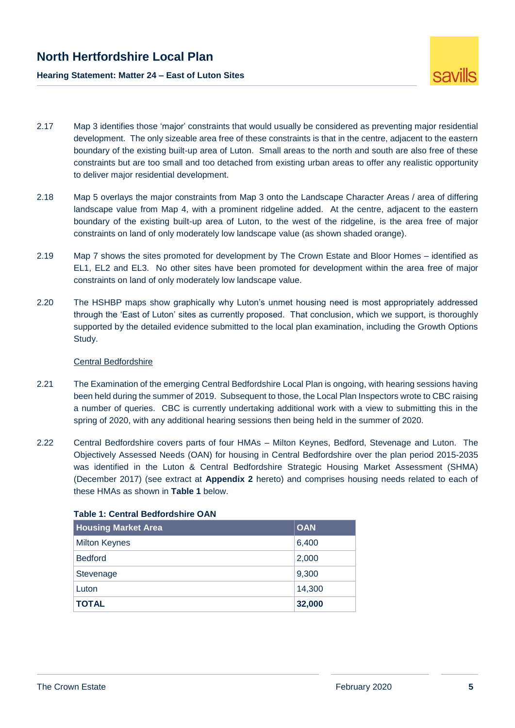2.17 Map 3 identifies those 'major' constraints that would usually be considered as preventing major residential development. The only sizeable area free of these constraints is that in the centre, adjacent to the eastern boundary of the existing built-up area of Luton. Small areas to the north and south are also free of these constraints but are too small and too detached from existing urban areas to offer any realistic opportunity to deliver major residential development.

2.18 Map 5 overlays the major constraints from Map 3 onto the Landscape Character Areas / area of differing landscape value from Map 4, with a prominent ridgeline added. At the centre, adjacent to the eastern boundary of the existing built-up area of Luton, to the west of the ridgeline, is the area free of major constraints on land of only moderately low landscape value (as shown shaded orange).

2.19 Map 7 shows the sites promoted for development by The Crown Estate and Bloor Homes – identified as EL1, EL2 and EL3. No other sites have been promoted for development within the area free of major constraints on land of only moderately low landscape value.

2.20 The HSHBP maps show graphically why Luton's unmet housing need is most appropriately addressed through the 'East of Luton' sites as currently proposed. That conclusion, which we support, is thoroughly supported by the detailed evidence submitted to the local plan examination, including the Growth Options Study.

Central Bedfordshire

2.21 The Examination of the emerging Central Bedfordshire Local Plan is ongoing, with hearing sessions having been held during the summer of 2019. Subsequent to those, the Local Plan Inspectors wrote to CBC raising a number of queries. CBC is currently undertaking additional work with a view to submitting this in the spring of 2020, with any additional hearing sessions then being held in the summer of 2020.

2.22 Central Bedfordshire covers parts of four HMAs – Milton Keynes, Bedford, Stevenage and Luton. The Objectively Assessed Needs (OAN) for housing in Central Bedfordshire over the plan period 2015-2035 was identified in the Luton & Central Bedfordshire Strategic Housing Market Assessment (SHMA) (December 2017) (see extract at **Appendix 2** hereto) and comprises housing needs related to each of these HMAs as shown in **Table 1** below.

**Table 1: Central Bedfordshire OAN**

| Housing Market Area | OAN |
|---|---|
| Milton Keynes | 6,400 |
| Bedford | 2,000 |
| Stevenage | 9,300 |
| Luton | 14,300 |
| **TOTAL** | **32,000** |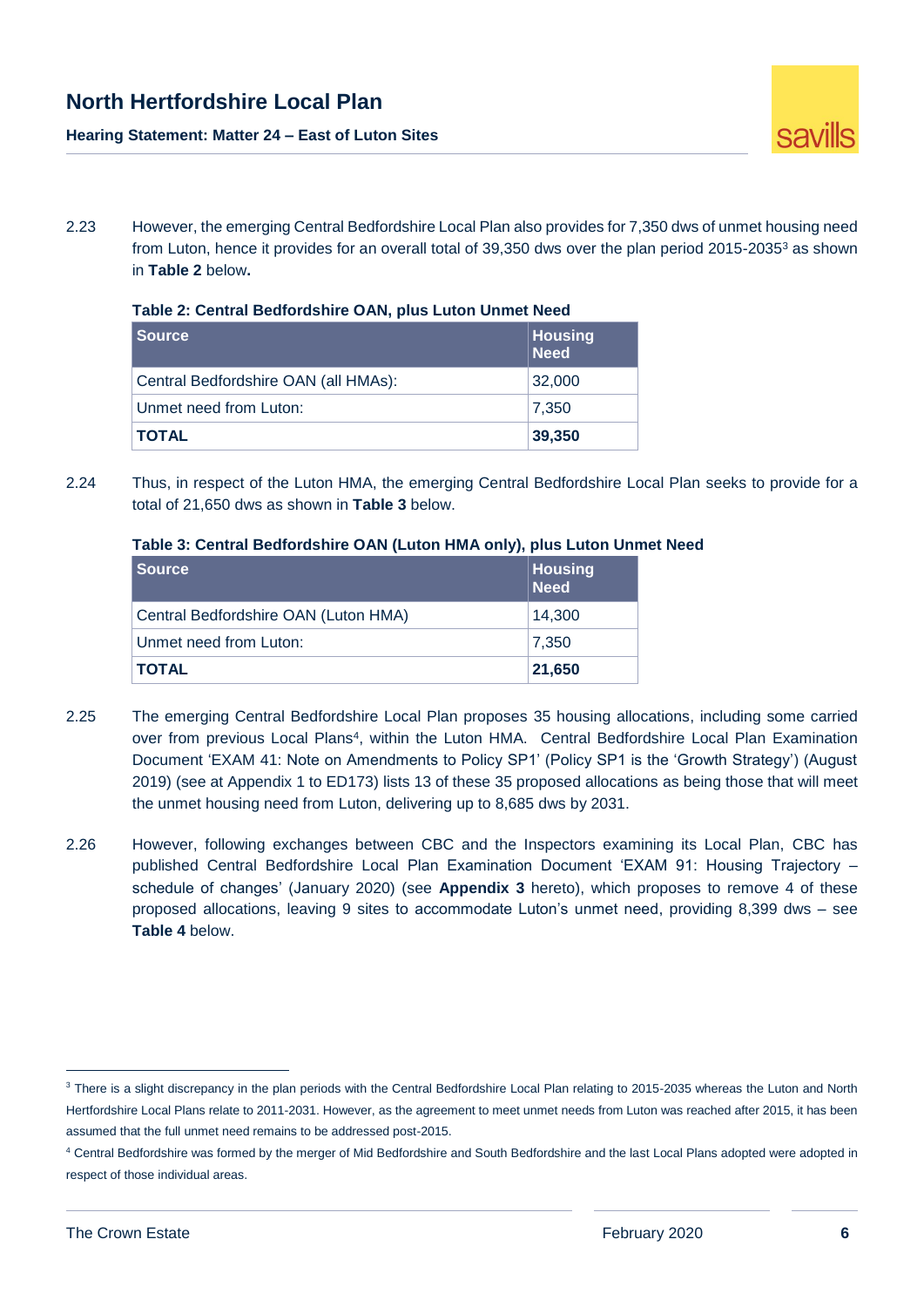2.23 However, the emerging Central Bedfordshire Local Plan also provides for 7,350 dws of unmet housing need from Luton, hence it provides for an overall total of 39,350 dws over the plan period 2015-2035[3] as shown in **Table 2** below**.**

**Table 2: Central Bedfordshire OAN, plus Luton Unmet Need**

| Source | Housing Need |
|---|---|
| Central Bedfordshire OAN (all HMAs): | 32,000 |
| Unmet need from Luton: | 7,350 |
| **TOTAL** | **39,350** |

2.24 Thus, in respect of the Luton HMA, the emerging Central Bedfordshire Local Plan seeks to provide for a total of 21,650 dws as shown in **Table 3** below.

**Table 3: Central Bedfordshire OAN (Luton HMA only), plus Luton Unmet Need**

| Source | Housing Need |
|---|---|
| Central Bedfordshire OAN (Luton HMA) | 14,300 |
| Unmet need from Luton: | 7,350 |
| **TOTAL** | **21,650** |

2.25 The emerging Central Bedfordshire Local Plan proposes 35 housing allocations, including some carried over from previous Local Plans[4], within the Luton HMA. Central Bedfordshire Local Plan Examination Document 'EXAM 41: Note on Amendments to Policy SP1' (Policy SP1 is the 'Growth Strategy') (August 2019) (see at Appendix 1 to ED173) lists 13 of these 35 proposed allocations as being those that will meet the unmet housing need from Luton, delivering up to 8,685 dws by 2031.

2.26 However, following exchanges between CBC and the Inspectors examining its Local Plan, CBC has published Central Bedfordshire Local Plan Examination Document 'EXAM 91: Housing Trajectory – schedule of changes' (January 2020) (see **Appendix 3** hereto), which proposes to remove 4 of these proposed allocations, leaving 9 sites to accommodate Luton's unmet need, providing 8,399 dws – see **Table 4** below.

[3] There is a slight discrepancy in the plan periods with the Central Bedfordshire Local Plan relating to 2015-2035 whereas the Luton and North Hertfordshire Local Plans relate to 2011-2031. However, as the agreement to meet unmet needs from Luton was reached after 2015, it has been assumed that the full unmet need remains to be addressed post-2015.

[4] Central Bedfordshire was formed by the merger of Mid Bedfordshire and South Bedfordshire and the last Local Plans adopted were adopted in respect of those individual areas.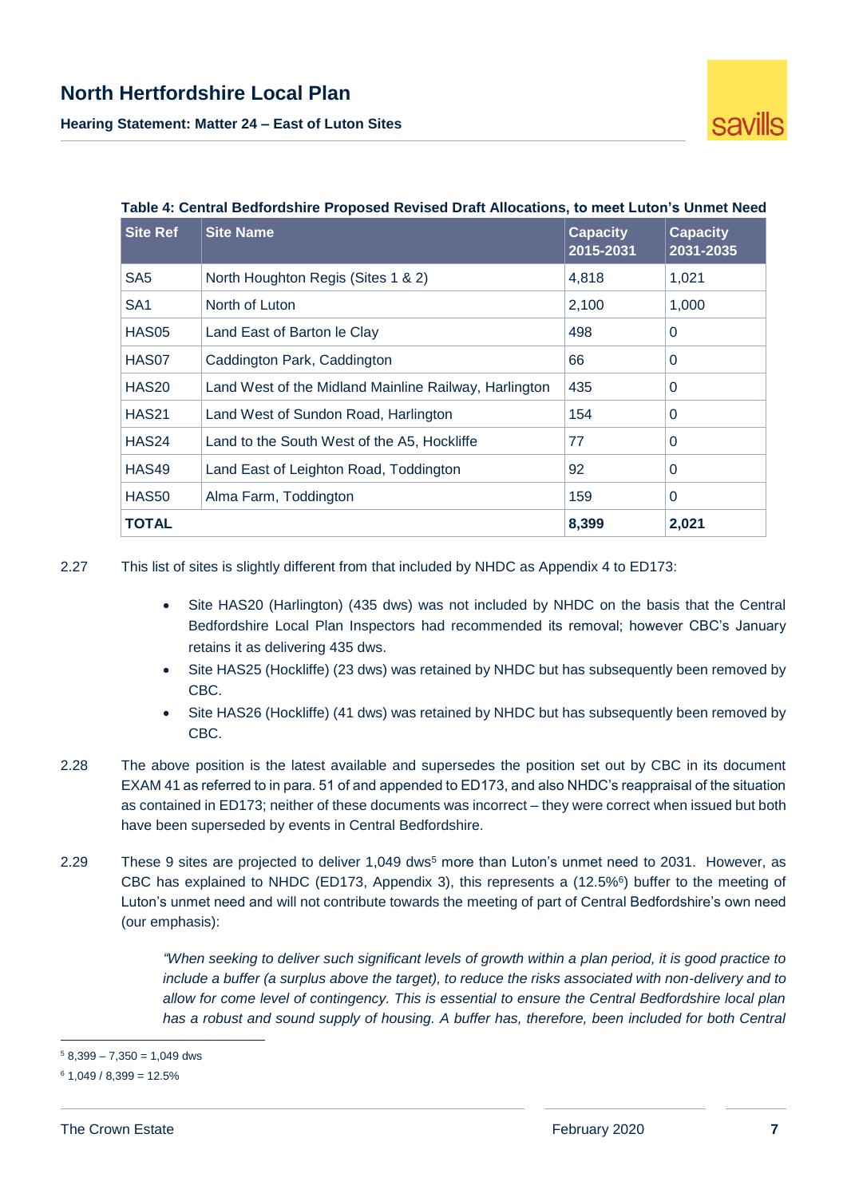**Table 4: Central Bedfordshire Proposed Revised Draft Allocations, to meet Luton's Unmet Need**

| Site Ref | Site Name | Capacity 2015-2031 | Capacity 2031-2035 |
|---|---|---|---|
| SA5 | North Houghton Regis (Sites 1 & 2) | 4,818 | 1,021 |
| SA1 | North of Luton | 2,100 | 1,000 |
| HAS05 | Land East of Barton le Clay | 498 | 0 |
| HAS07 | Caddington Park, Caddington | 66 | 0 |
| HAS20 | Land West of the Midland Mainline Railway, Harlington | 435 | 0 |
| HAS21 | Land West of Sundon Road, Harlington | 154 | 0 |
| HAS24 | Land to the South West of the A5, Hockliffe | 77 | 0 |
| HAS49 | Land East of Leighton Road, Toddington | 92 | 0 |
| HAS50 | Alma Farm, Toddington | 159 | 0 |
| **TOTAL** | | **8,399** | **2,021** |

2.27 This list of sites is slightly different from that included by NHDC as Appendix 4 to ED173:

- Site HAS20 (Harlington) (435 dws) was not included by NHDC on the basis that the Central Bedfordshire Local Plan Inspectors had recommended its removal; however CBC's January retains it as delivering 435 dws.
- Site HAS25 (Hockliffe) (23 dws) was retained by NHDC but has subsequently been removed by CBC.
- Site HAS26 (Hockliffe) (41 dws) was retained by NHDC but has subsequently been removed by CBC.

2.28 The above position is the latest available and supersedes the position set out by CBC in its document EXAM 41 as referred to in para. 51 of and appended to ED173, and also NHDC's reappraisal of the situation as contained in ED173; neither of these documents was incorrect – they were correct when issued but both have been superseded by events in Central Bedfordshire.

2.29 These 9 sites are projected to deliver 1,049 dws[5] more than Luton's unmet need to 2031. However, as CBC has explained to NHDC (ED173, Appendix 3), this represents a (12.5%[6]) buffer to the meeting of Luton's unmet need and will not contribute towards the meeting of part of Central Bedfordshire's own need (our emphasis):

> *"When seeking to deliver such significant levels of growth within a plan period, it is good practice to include a buffer (a surplus above the target), to reduce the risks associated with non-delivery and to allow for come level of contingency. This is essential to ensure the Central Bedfordshire local plan has a robust and sound supply of housing. A buffer has, therefore, been included for both Central*

[5] 8,399 – 7,350 = 1,049 dws

[6] 1,049 / 8,399 = 12.5%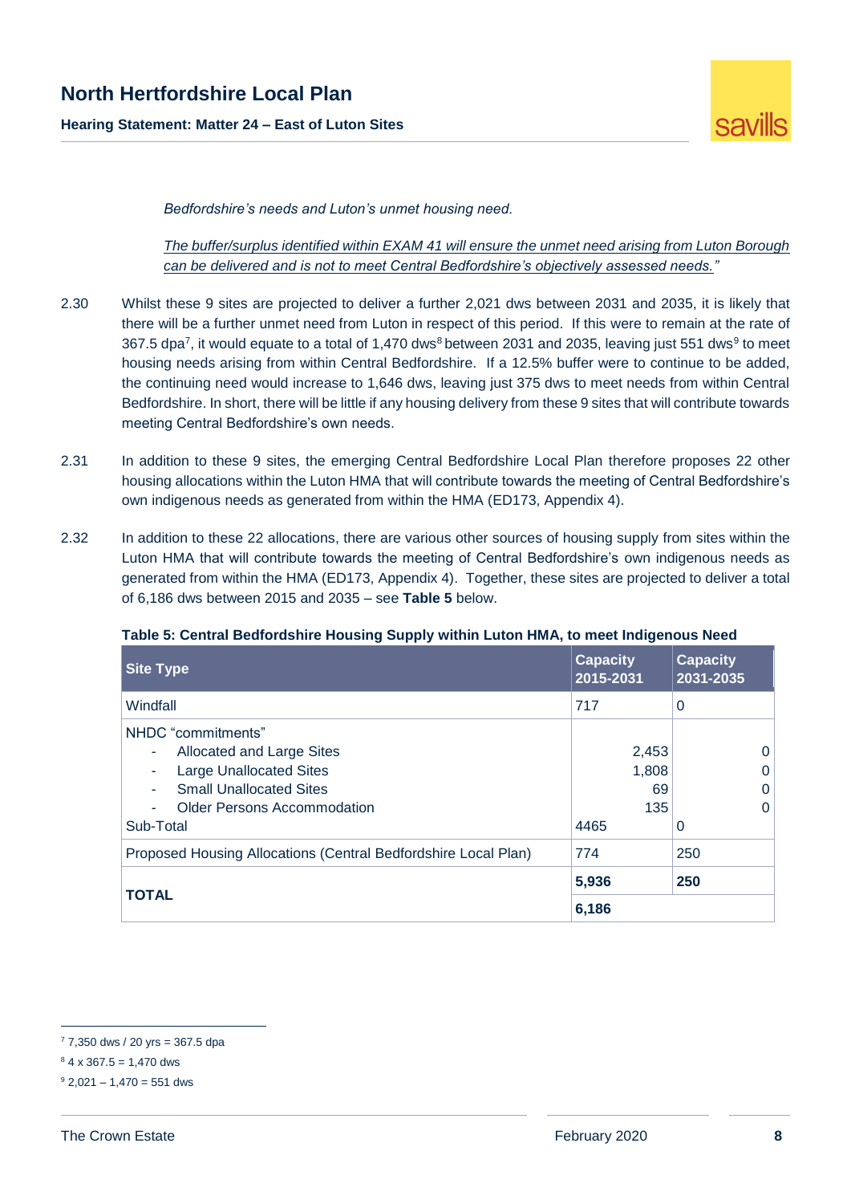*Bedfordshire's needs and Luton's unmet housing need.*

*The buffer/surplus identified within EXAM 41 will ensure the unmet need arising from Luton Borough can be delivered and is not to meet Central Bedfordshire's objectively assessed needs."*

2.30 Whilst these 9 sites are projected to deliver a further 2,021 dws between 2031 and 2035, it is likely that there will be a further unmet need from Luton in respect of this period. If this were to remain at the rate of 367.5 dpa[7], it would equate to a total of 1,470 dws[8] between 2031 and 2035, leaving just 551 dws[9] to meet housing needs arising from within Central Bedfordshire. If a 12.5% buffer were to continue to be added, the continuing need would increase to 1,646 dws, leaving just 375 dws to meet needs from within Central Bedfordshire. In short, there will be little if any housing delivery from these 9 sites that will contribute towards meeting Central Bedfordshire's own needs.

2.31 In addition to these 9 sites, the emerging Central Bedfordshire Local Plan therefore proposes 22 other housing allocations within the Luton HMA that will contribute towards the meeting of Central Bedfordshire's own indigenous needs as generated from within the HMA (ED173, Appendix 4).

2.32 In addition to these 22 allocations, there are various other sources of housing supply from sites within the Luton HMA that will contribute towards the meeting of Central Bedfordshire's own indigenous needs as generated from within the HMA (ED173, Appendix 4). Together, these sites are projected to deliver a total of 6,186 dws between 2015 and 2035 – see **Table 5** below.

**Table 5: Central Bedfordshire Housing Supply within Luton HMA, to meet Indigenous Need**

| Site Type | Capacity 2015-2031 | Capacity 2031-2035 |
|---|---|---|
| Windfall | 717 | 0 |
| NHDC "commitments" | | |
| - Allocated and Large Sites | 2,453 | 0 |
| - Large Unallocated Sites | 1,808 | 0 |
| - Small Unallocated Sites | 69 | 0 |
| - Older Persons Accommodation | 135 | 0 |
| Sub-Total | 4465 | 0 |
| Proposed Housing Allocations (Central Bedfordshire Local Plan) | 774 | 250 |
| **TOTAL** | **5,936** | **250** |
| | **6,186** | |

[7] 7,350 dws / 20 yrs = 367.5 dpa

[8] 4 x 367.5 = 1,470 dws

[9] 2,021 – 1,470 = 551 dws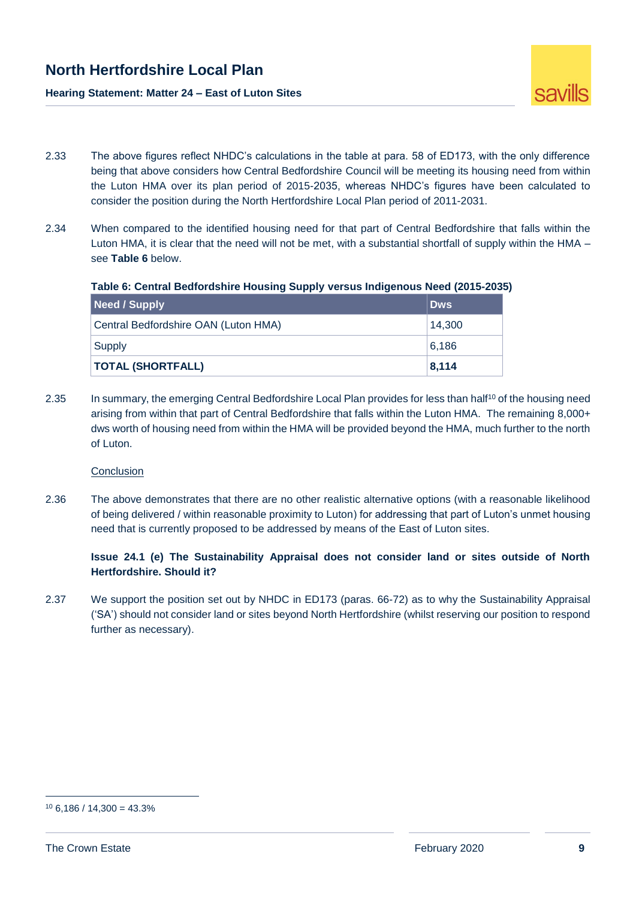2.33 The above figures reflect NHDC's calculations in the table at para. 58 of ED173, with the only difference being that above considers how Central Bedfordshire Council will be meeting its housing need from within the Luton HMA over its plan period of 2015-2035, whereas NHDC's figures have been calculated to consider the position during the North Hertfordshire Local Plan period of 2011-2031.

2.34 When compared to the identified housing need for that part of Central Bedfordshire that falls within the Luton HMA, it is clear that the need will not be met, with a substantial shortfall of supply within the HMA – see **Table 6** below.

**Table 6: Central Bedfordshire Housing Supply versus Indigenous Need (2015-2035)**

| Need / Supply | Dws |
|---|---|
| Central Bedfordshire OAN (Luton HMA) | 14,300 |
| Supply | 6,186 |
| **TOTAL (SHORTFALL)** | **8,114** |

2.35 In summary, the emerging Central Bedfordshire Local Plan provides for less than half[10] of the housing need arising from within that part of Central Bedfordshire that falls within the Luton HMA. The remaining 8,000+ dws worth of housing need from within the HMA will be provided beyond the HMA, much further to the north of Luton.

Conclusion

2.36 The above demonstrates that there are no other realistic alternative options (with a reasonable likelihood of being delivered / within reasonable proximity to Luton) for addressing that part of Luton's unmet housing need that is currently proposed to be addressed by means of the East of Luton sites.

**Issue 24.1 (e) The Sustainability Appraisal does not consider land or sites outside of North Hertfordshire. Should it?**

2.37 We support the position set out by NHDC in ED173 (paras. 66-72) as to why the Sustainability Appraisal ('SA') should not consider land or sites beyond North Hertfordshire (whilst reserving our position to respond further as necessary).

[10] 6,186 / 14,300 = 43.3%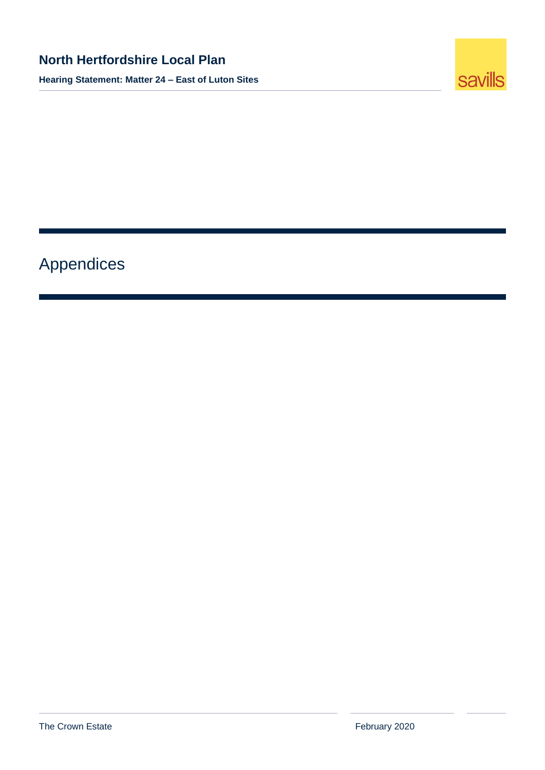# Appendices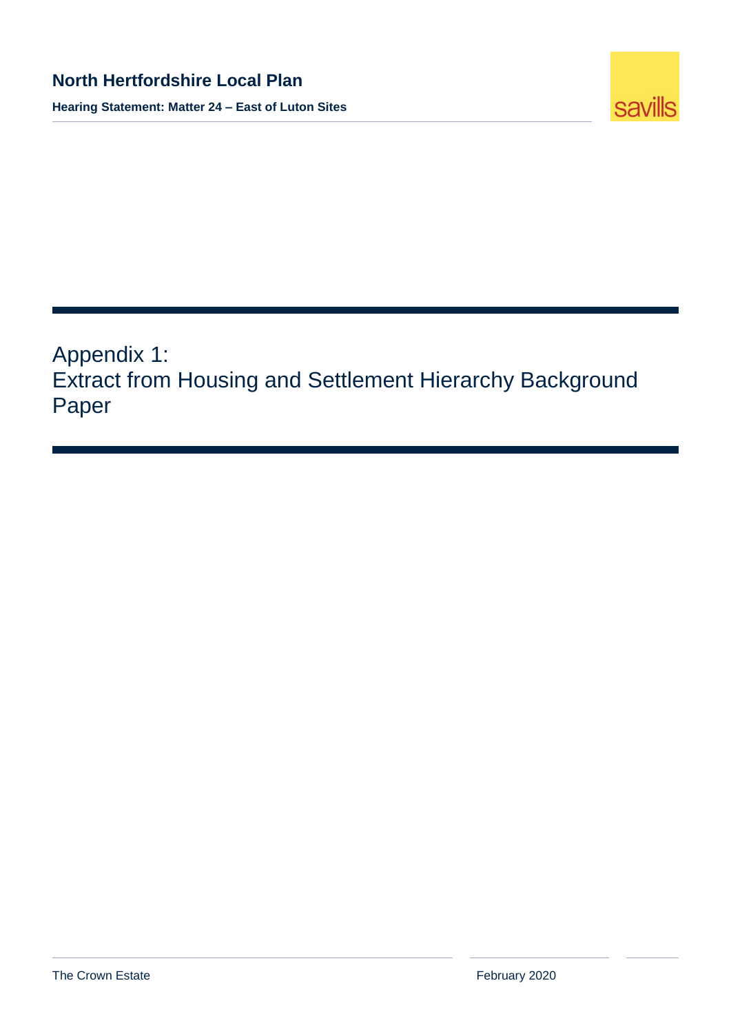# Appendix 1:
# Extract from Housing and Settlement Hierarchy Background Paper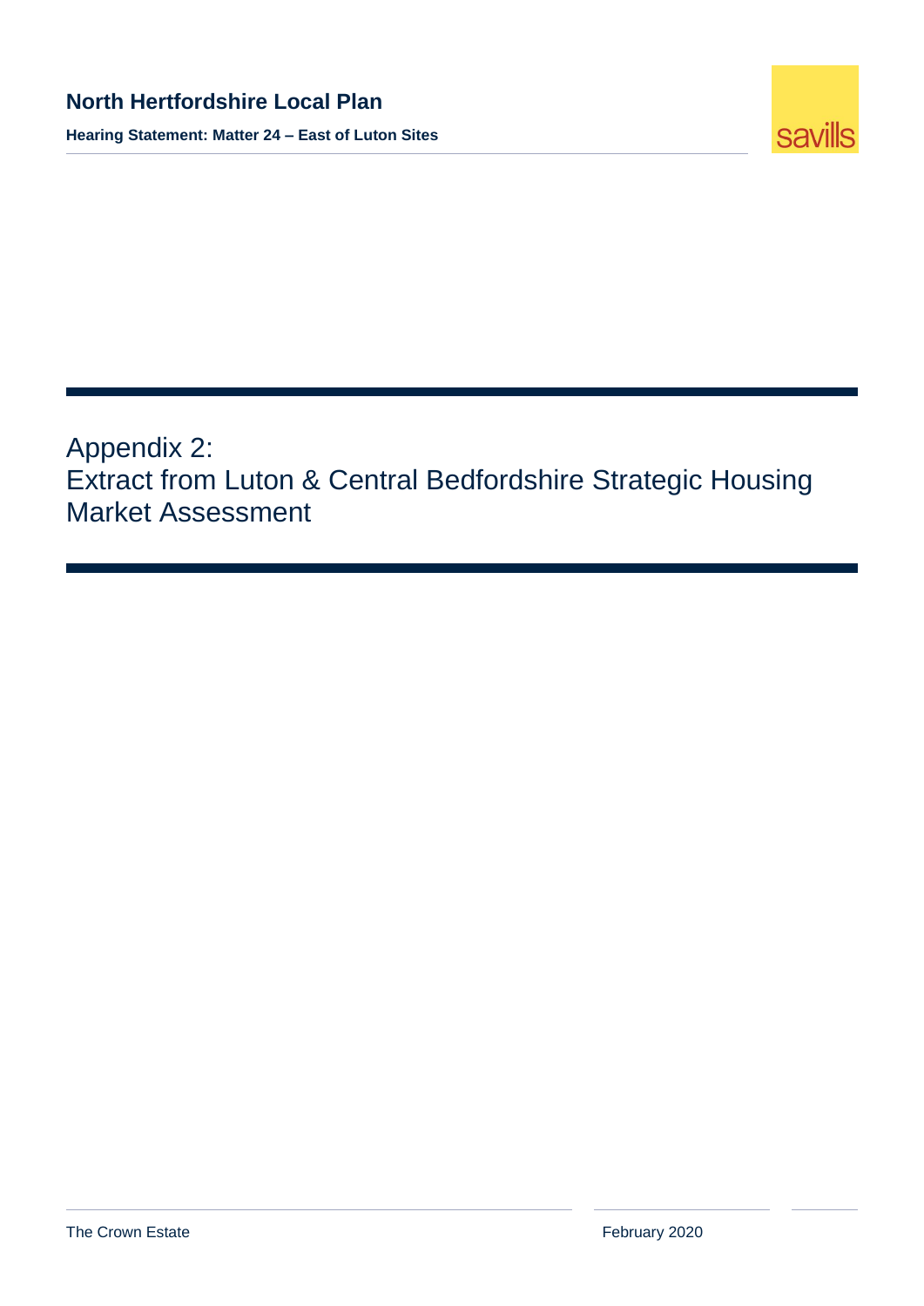# Appendix 2:
# Extract from Luton & Central Bedfordshire Strategic Housing Market Assessment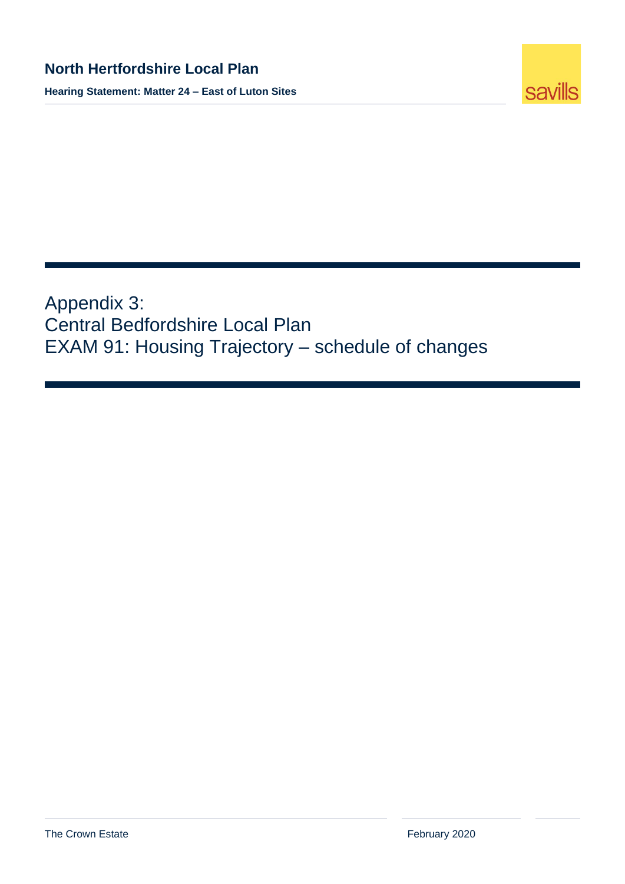# Appendix 3:
# Central Bedfordshire Local Plan
# EXAM 91: Housing Trajectory – schedule of changes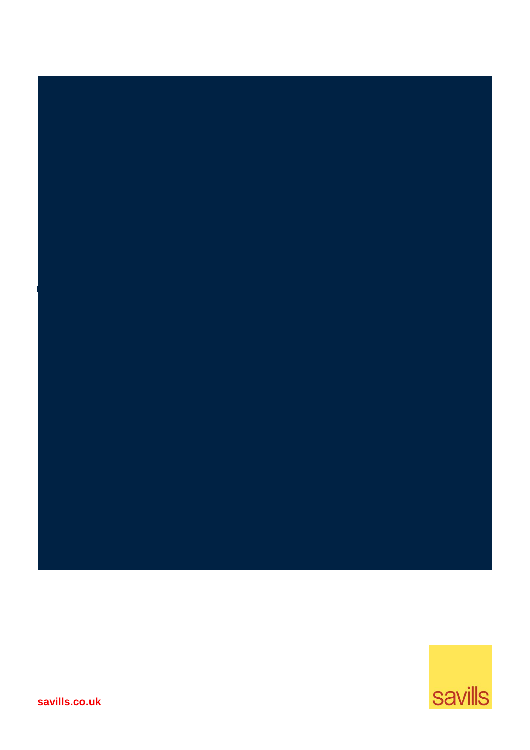savills.co.uk